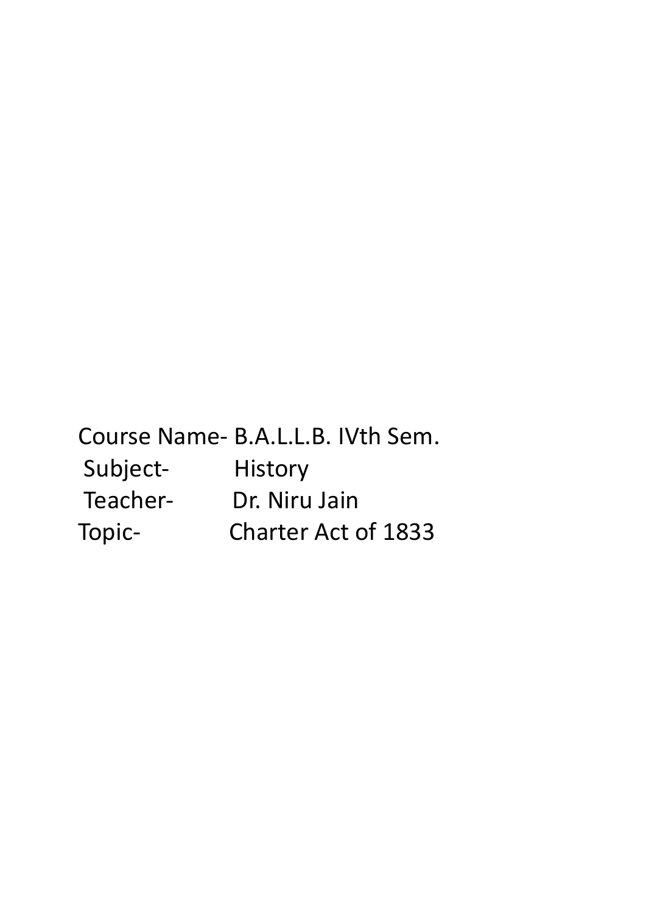Course Name- B.A.L.L.B. IVth Sem.

Subject- History

Teacher- Dr. Niru Jain

Topic- Charter Act of 1833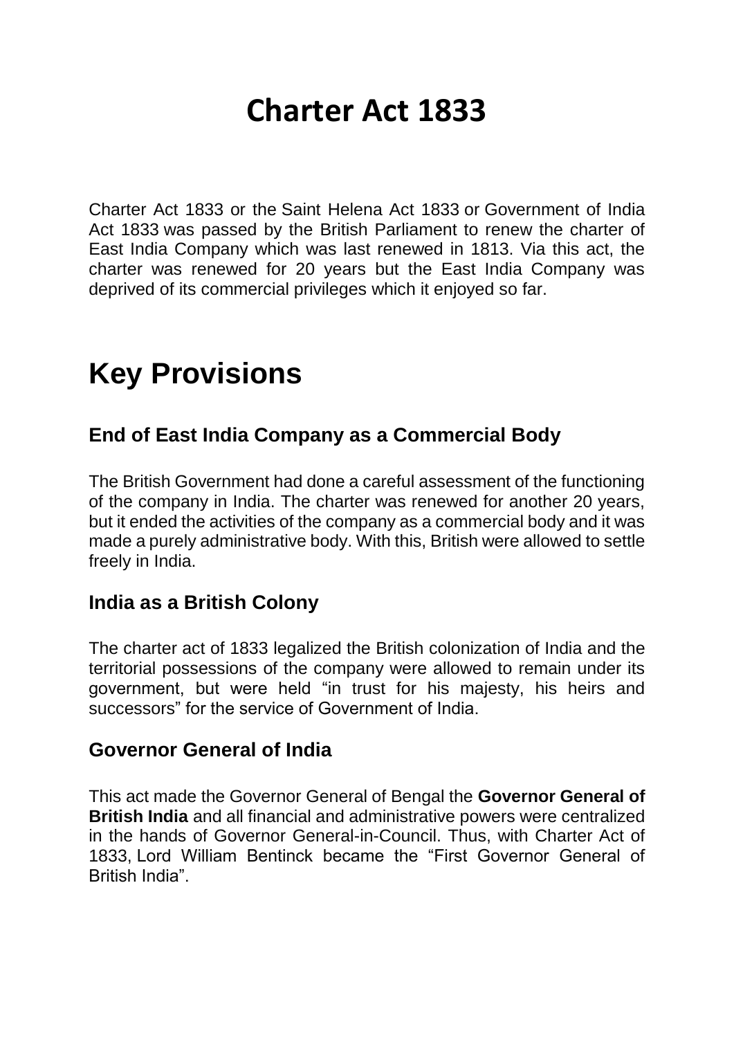# Charter Act 1833

Charter Act 1833 or the Saint Helena Act 1833 or Government of India Act 1833 was passed by the British Parliament to renew the charter of East India Company which was last renewed in 1813. Via this act, the charter was renewed for 20 years but the East India Company was deprived of its commercial privileges which it enjoyed so far.

# Key Provisions

### End of East India Company as a Commercial Body

The British Government had done a careful assessment of the functioning of the company in India. The charter was renewed for another 20 years, but it ended the activities of the company as a commercial body and it was made a purely administrative body. With this, British were allowed to settle freely in India.

### India as a British Colony

The charter act of 1833 legalized the British colonization of India and the territorial possessions of the company were allowed to remain under its government, but were held "in trust for his majesty, his heirs and successors" for the service of Government of India.

### Governor General of India

This act made the Governor General of Bengal the **Governor General of British India** and all financial and administrative powers were centralized in the hands of Governor General-in-Council. Thus, with Charter Act of 1833, Lord William Bentinck became the "First Governor General of British India".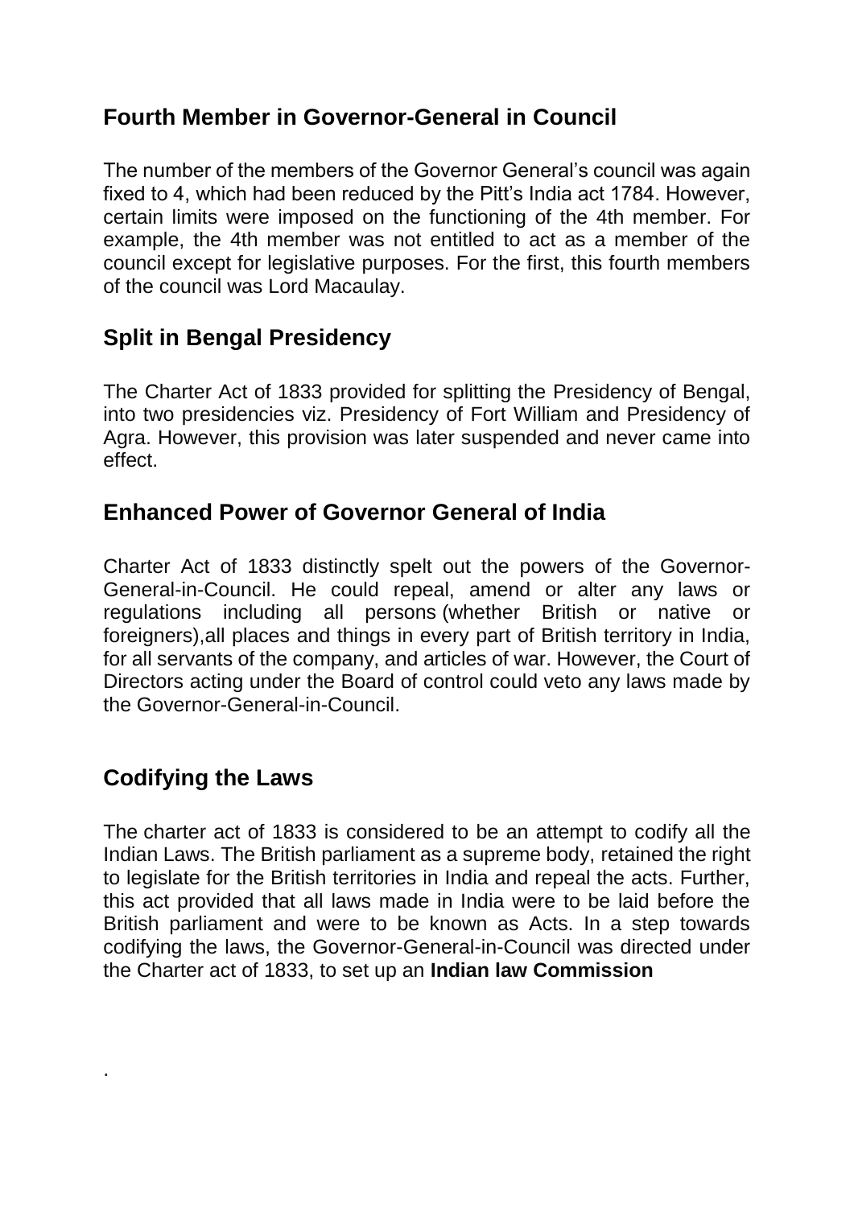## Fourth Member in Governor-General in Council

The number of the members of the Governor General's council was again fixed to 4, which had been reduced by the Pitt's India act 1784. However, certain limits were imposed on the functioning of the 4th member. For example, the 4th member was not entitled to act as a member of the council except for legislative purposes. For the first, this fourth members of the council was Lord Macaulay.

## Split in Bengal Presidency

The Charter Act of 1833 provided for splitting the Presidency of Bengal, into two presidencies viz. Presidency of Fort William and Presidency of Agra. However, this provision was later suspended and never came into effect.

## Enhanced Power of Governor General of India

Charter Act of 1833 distinctly spelt out the powers of the Governor-General-in-Council. He could repeal, amend or alter any laws or regulations including all persons (whether British or native or foreigners),all places and things in every part of British territory in India, for all servants of the company, and articles of war. However, the Court of Directors acting under the Board of control could veto any laws made by the Governor-General-in-Council.

## Codifying the Laws

The charter act of 1833 is considered to be an attempt to codify all the Indian Laws. The British parliament as a supreme body, retained the right to legislate for the British territories in India and repeal the acts. Further, this act provided that all laws made in India were to be laid before the British parliament and were to be known as Acts. In a step towards codifying the laws, the Governor-General-in-Council was directed under the Charter act of 1833, to set up an **Indian law Commission**

.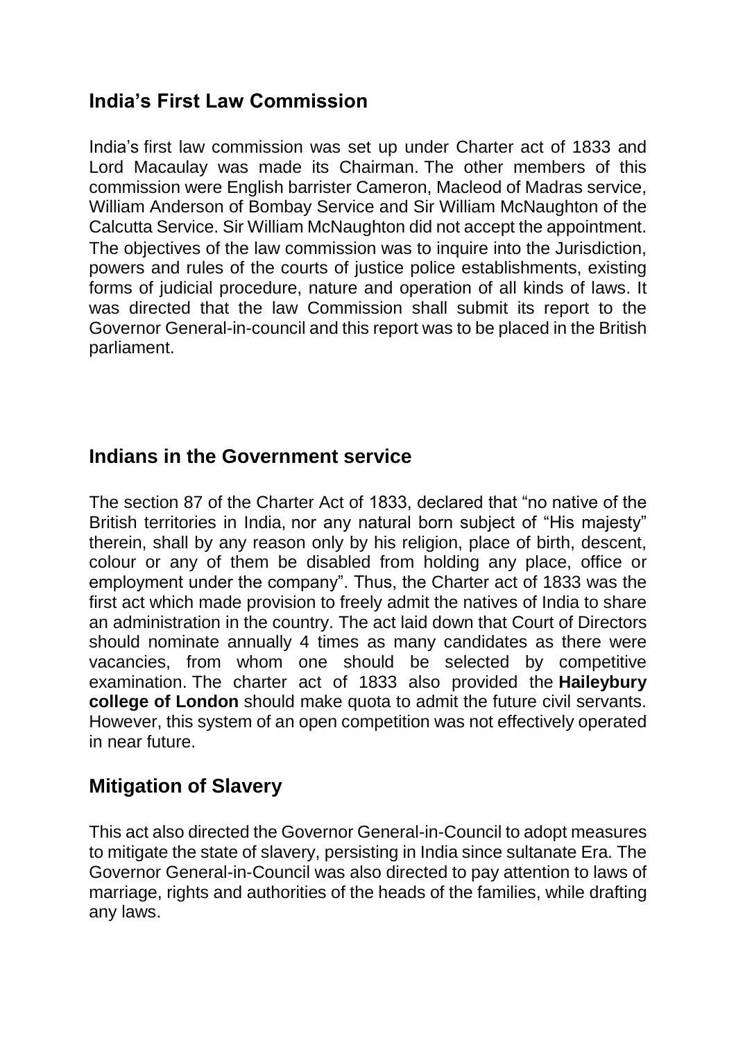## India's First Law Commission

India's first law commission was set up under Charter act of 1833 and Lord Macaulay was made its Chairman. The other members of this commission were English barrister Cameron, Macleod of Madras service, William Anderson of Bombay Service and Sir William McNaughton of the Calcutta Service. Sir William McNaughton did not accept the appointment. The objectives of the law commission was to inquire into the Jurisdiction, powers and rules of the courts of justice police establishments, existing forms of judicial procedure, nature and operation of all kinds of laws. It was directed that the law Commission shall submit its report to the Governor General-in-council and this report was to be placed in the British parliament.

## Indians in the Government service

The section 87 of the Charter Act of 1833, declared that "no native of the British territories in India, nor any natural born subject of "His majesty" therein, shall by any reason only by his religion, place of birth, descent, colour or any of them be disabled from holding any place, office or employment under the company". Thus, the Charter act of 1833 was the first act which made provision to freely admit the natives of India to share an administration in the country. The act laid down that Court of Directors should nominate annually 4 times as many candidates as there were vacancies, from whom one should be selected by competitive examination. The charter act of 1833 also provided the **Haileybury college of London** should make quota to admit the future civil servants. However, this system of an open competition was not effectively operated in near future.

## Mitigation of Slavery

This act also directed the Governor General-in-Council to adopt measures to mitigate the state of slavery, persisting in India since sultanate Era. The Governor General-in-Council was also directed to pay attention to laws of marriage, rights and authorities of the heads of the families, while drafting any laws.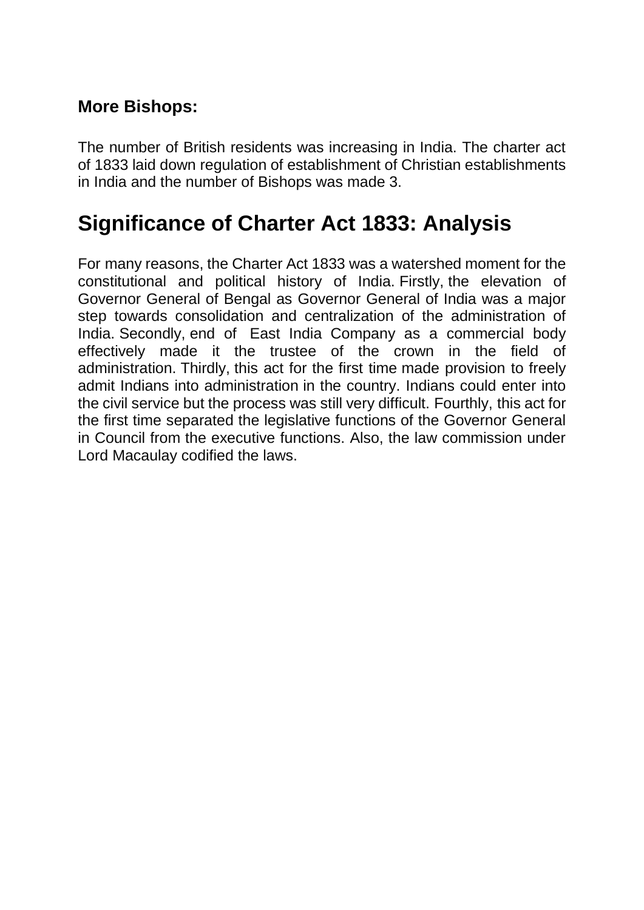### More Bishops:

The number of British residents was increasing in India. The charter act of 1833 laid down regulation of establishment of Christian establishments in India and the number of Bishops was made 3.

## Significance of Charter Act 1833: Analysis

For many reasons, the Charter Act 1833 was a watershed moment for the constitutional and political history of India. Firstly, the elevation of Governor General of Bengal as Governor General of India was a major step towards consolidation and centralization of the administration of India. Secondly, end of East India Company as a commercial body effectively made it the trustee of the crown in the field of administration. Thirdly, this act for the first time made provision to freely admit Indians into administration in the country. Indians could enter into the civil service but the process was still very difficult. Fourthly, this act for the first time separated the legislative functions of the Governor General in Council from the executive functions. Also, the law commission under Lord Macaulay codified the laws.